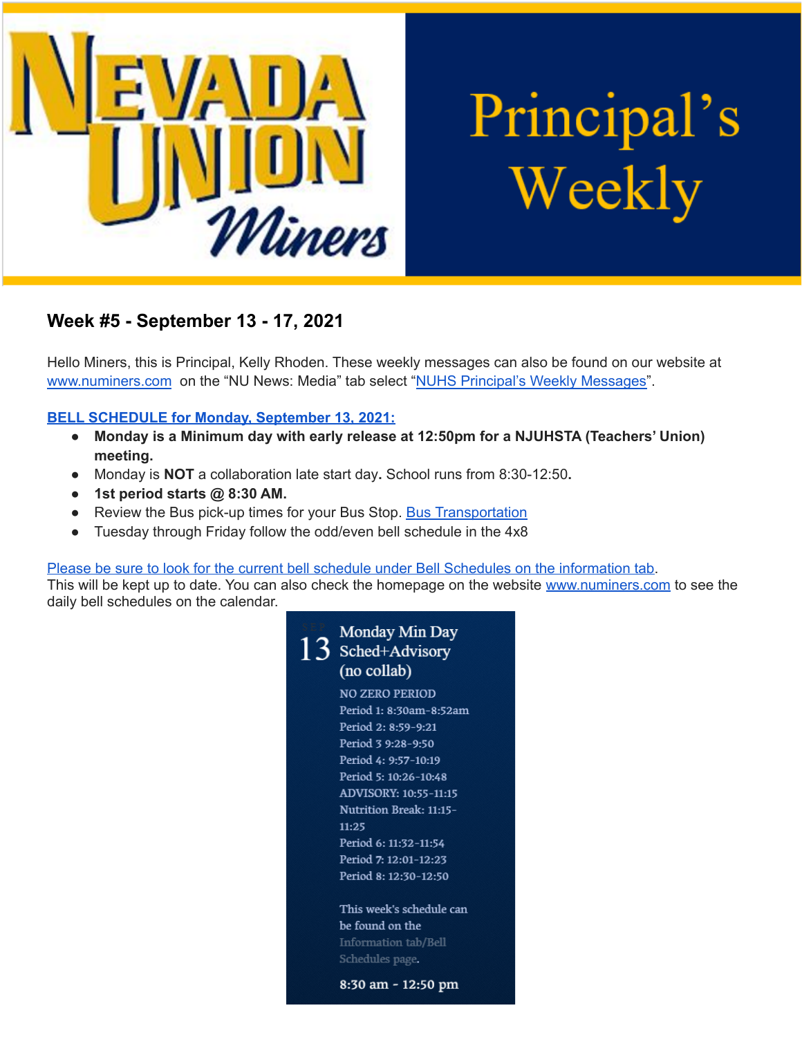# NEVADA UNION Miners — Principal's Weekly

## Week #5 - September 13 - 17, 2021

Hello Miners, this is Principal, Kelly Rhoden. These weekly messages can also be found on our website at www.numiners.com on the "NU News: Media" tab select "NUHS Principal's Weekly Messages".

**BELL SCHEDULE for Monday, September 13, 2021:**

- **Monday is a Minimum day with early release at 12:50pm for a NJUHSTA (Teachers' Union) meeting.**
- Monday is **NOT** a collaboration late start day**.** School runs from 8:30-12:50**.**
- **1st period starts @ 8:30 AM.**
- Review the Bus pick-up times for your Bus Stop. Bus Transportation
- Tuesday through Friday follow the odd/even bell schedule in the 4x8

Please be sure to look for the current bell schedule under Bell Schedules on the information tab. This will be kept up to date. You can also check the homepage on the website www.numiners.com to see the daily bell schedules on the calendar.

SEP 13 — Monday Min Day Sched+Advisory (no collab)

NO ZERO PERIOD
Period 1: 8:30am-8:52am
Period 2: 8:59-9:21
Period 3 9:28-9:50
Period 4: 9:57-10:19
Period 5: 10:26-10:48
ADVISORY: 10:55-11:15
Nutrition Break: 11:15-11:25
Period 6: 11:32-11:54
Period 7: 12:01-12:23
Period 8: 12:30-12:50

This week's schedule can be found on the Information tab/Bell Schedules page.

8:30 am - 12:50 pm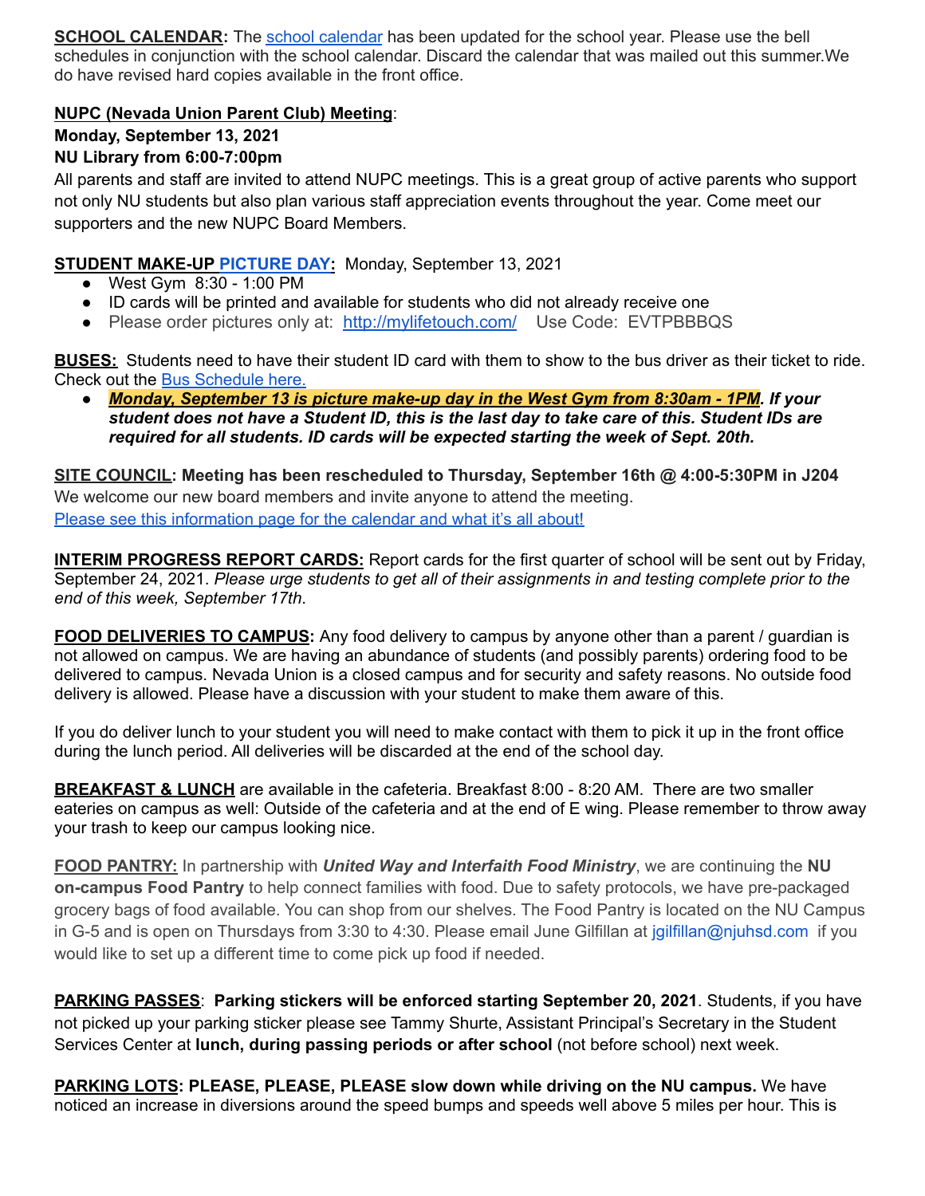**SCHOOL CALENDAR:** The school calendar has been updated for the school year. Please use the bell schedules in conjunction with the school calendar. Discard the calendar that was mailed out this summer.We do have revised hard copies available in the front office.

**NUPC (Nevada Union Parent Club) Meeting**:
**Monday, September 13, 2021**
**NU Library from 6:00-7:00pm**
All parents and staff are invited to attend NUPC meetings. This is a great group of active parents who support not only NU students but also plan various staff appreciation events throughout the year. Come meet our supporters and the new NUPC Board Members.

**STUDENT MAKE-UP PICTURE DAY:** Monday, September 13, 2021

- West Gym 8:30 - 1:00 PM
- ID cards will be printed and available for students who did not already receive one
- Please order pictures only at: http://mylifetouch.com/ Use Code: EVTPBBBQS

**BUSES:** Students need to have their student ID card with them to show to the bus driver as their ticket to ride. Check out the Bus Schedule here.

- ***Monday, September 13 is picture make-up day in the West Gym from 8:30am - 1PM. If your student does not have a Student ID, this is the last day to take care of this. Student IDs are required for all students. ID cards will be expected starting the week of Sept. 20th.***

**SITE COUNCIL: Meeting has been rescheduled to Thursday, September 16th @ 4:00-5:30PM in J204**
We welcome our new board members and invite anyone to attend the meeting.
Please see this information page for the calendar and what it's all about!

**INTERIM PROGRESS REPORT CARDS:** Report cards for the first quarter of school will be sent out by Friday, September 24, 2021. *Please urge students to get all of their assignments in and testing complete prior to the end of this week, September 17th*.

**FOOD DELIVERIES TO CAMPUS:** Any food delivery to campus by anyone other than a parent / guardian is not allowed on campus. We are having an abundance of students (and possibly parents) ordering food to be delivered to campus. Nevada Union is a closed campus and for security and safety reasons. No outside food delivery is allowed. Please have a discussion with your student to make them aware of this.

If you do deliver lunch to your student you will need to make contact with them to pick it up in the front office during the lunch period. All deliveries will be discarded at the end of the school day.

**BREAKFAST & LUNCH** are available in the cafeteria. Breakfast 8:00 - 8:20 AM. There are two smaller eateries on campus as well: Outside of the cafeteria and at the end of E wing. Please remember to throw away your trash to keep our campus looking nice.

**FOOD PANTRY:** In partnership with ***United Way and Interfaith Food Ministry***, we are continuing the **NU on-campus Food Pantry** to help connect families with food. Due to safety protocols, we have pre-packaged grocery bags of food available. You can shop from our shelves. The Food Pantry is located on the NU Campus in G-5 and is open on Thursdays from 3:30 to 4:30. Please email June Gilfillan at jgilfillan@njuhsd.com if you would like to set up a different time to come pick up food if needed.

**PARKING PASSES**: **Parking stickers will be enforced starting September 20, 2021**. Students, if you have not picked up your parking sticker please see Tammy Shurte, Assistant Principal's Secretary in the Student Services Center at **lunch, during passing periods or after school** (not before school) next week.

**PARKING LOTS: PLEASE, PLEASE, PLEASE slow down while driving on the NU campus.** We have noticed an increase in diversions around the speed bumps and speeds well above 5 miles per hour. This is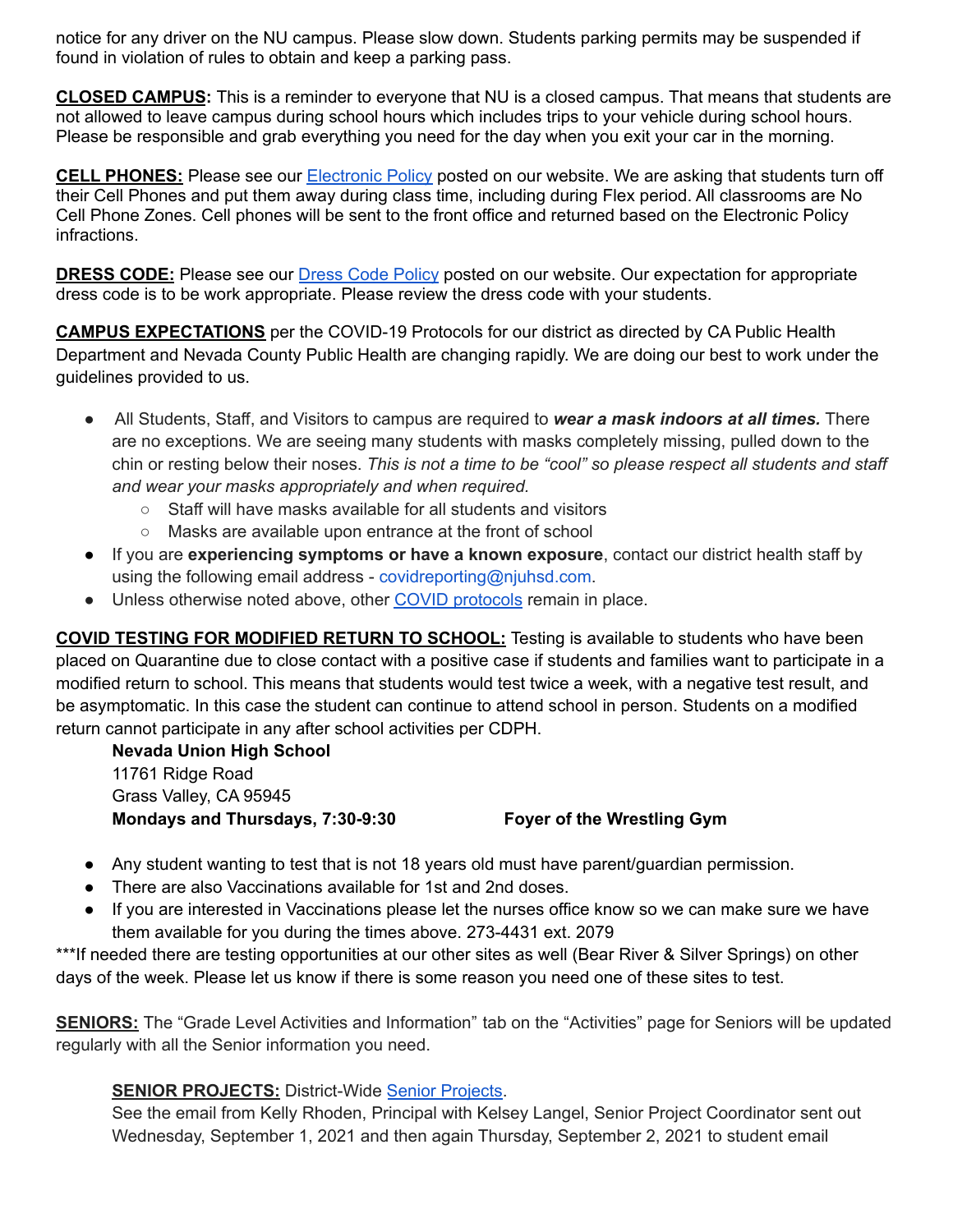notice for any driver on the NU campus. Please slow down. Students parking permits may be suspended if found in violation of rules to obtain and keep a parking pass.

**CLOSED CAMPUS:** This is a reminder to everyone that NU is a closed campus. That means that students are not allowed to leave campus during school hours which includes trips to your vehicle during school hours. Please be responsible and grab everything you need for the day when you exit your car in the morning.

**CELL PHONES:** Please see our Electronic Policy posted on our website. We are asking that students turn off their Cell Phones and put them away during class time, including during Flex period. All classrooms are No Cell Phone Zones. Cell phones will be sent to the front office and returned based on the Electronic Policy infractions.

**DRESS CODE:** Please see our Dress Code Policy posted on our website. Our expectation for appropriate dress code is to be work appropriate. Please review the dress code with your students.

**CAMPUS EXPECTATIONS** per the COVID-19 Protocols for our district as directed by CA Public Health Department and Nevada County Public Health are changing rapidly. We are doing our best to work under the guidelines provided to us.

- All Students, Staff, and Visitors to campus are required to ***wear a mask indoors at all times.*** There are no exceptions. We are seeing many students with masks completely missing, pulled down to the chin or resting below their noses. *This is not a time to be "cool" so please respect all students and staff and wear your masks appropriately and when required.*
  - Staff will have masks available for all students and visitors
  - Masks are available upon entrance at the front of school
- If you are **experiencing symptoms or have a known exposure**, contact our district health staff by using the following email address - covidreporting@njuhsd.com.
- Unless otherwise noted above, other COVID protocols remain in place.

**COVID TESTING FOR MODIFIED RETURN TO SCHOOL:** Testing is available to students who have been placed on Quarantine due to close contact with a positive case if students and families want to participate in a modified return to school. This means that students would test twice a week, with a negative test result, and be asymptomatic. In this case the student can continue to attend school in person. Students on a modified return cannot participate in any after school activities per CDPH.

**Nevada Union High School**
11761 Ridge Road
Grass Valley, CA 95945
**Mondays and Thursdays, 7:30-9:30** **Foyer of the Wrestling Gym**

- Any student wanting to test that is not 18 years old must have parent/guardian permission.
- There are also Vaccinations available for 1st and 2nd doses.
- If you are interested in Vaccinations please let the nurses office know so we can make sure we have them available for you during the times above. 273-4431 ext. 2079

***If needed there are testing opportunities at our other sites as well (Bear River & Silver Springs) on other days of the week. Please let us know if there is some reason you need one of these sites to test.

**SENIORS:** The "Grade Level Activities and Information" tab on the "Activities" page for Seniors will be updated regularly with all the Senior information you need.

**SENIOR PROJECTS:** District-Wide Senior Projects.
See the email from Kelly Rhoden, Principal with Kelsey Langel, Senior Project Coordinator sent out Wednesday, September 1, 2021 and then again Thursday, September 2, 2021 to student email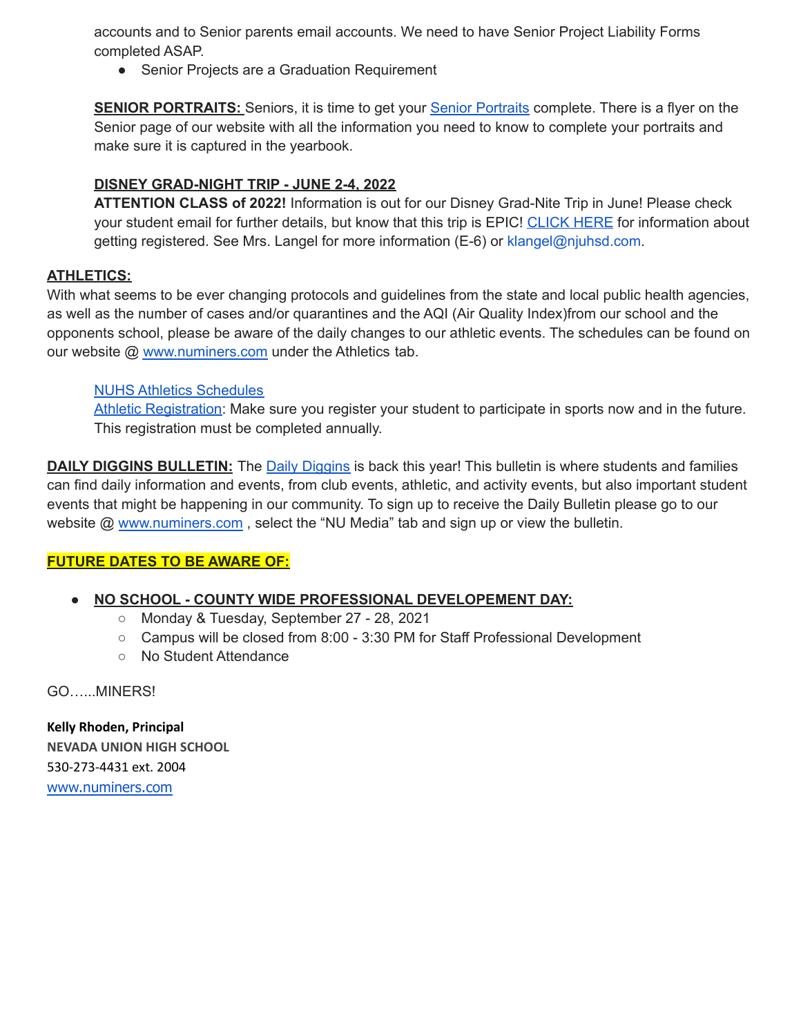accounts and to Senior parents email accounts. We need to have Senior Project Liability Forms completed ASAP.

- Senior Projects are a Graduation Requirement

**SENIOR PORTRAITS:** Seniors, it is time to get your Senior Portraits complete. There is a flyer on the Senior page of our website with all the information you need to know to complete your portraits and make sure it is captured in the yearbook.

**DISNEY GRAD-NIGHT TRIP - JUNE 2-4, 2022**

**ATTENTION CLASS of 2022!** Information is out for our Disney Grad-Nite Trip in June! Please check your student email for further details, but know that this trip is EPIC! CLICK HERE for information about getting registered. See Mrs. Langel for more information (E-6) or klangel@njuhsd.com.

**ATHLETICS:**

With what seems to be ever changing protocols and guidelines from the state and local public health agencies, as well as the number of cases and/or quarantines and the AQI (Air Quality Index)from our school and the opponents school, please be aware of the daily changes to our athletic events. The schedules can be found on our website @ www.numiners.com under the Athletics tab.

NUHS Athletics Schedules

Athletic Registration: Make sure you register your student to participate in sports now and in the future. This registration must be completed annually.

**DAILY DIGGINS BULLETIN:** The Daily Diggins is back this year! This bulletin is where students and families can find daily information and events, from club events, athletic, and activity events, but also important student events that might be happening in our community. To sign up to receive the Daily Bulletin please go to our website @ www.numiners.com , select the "NU Media" tab and sign up or view the bulletin.

**FUTURE DATES TO BE AWARE OF:**

- **NO SCHOOL - COUNTY WIDE PROFESSIONAL DEVELOPEMENT DAY:**
  - Monday & Tuesday, September 27 - 28, 2021
  - Campus will be closed from 8:00 - 3:30 PM for Staff Professional Development
  - No Student Attendance

GO…...MINERS!

**Kelly Rhoden, Principal**
NEVADA UNION HIGH SCHOOL
530-273-4431 ext. 2004
www.numiners.com